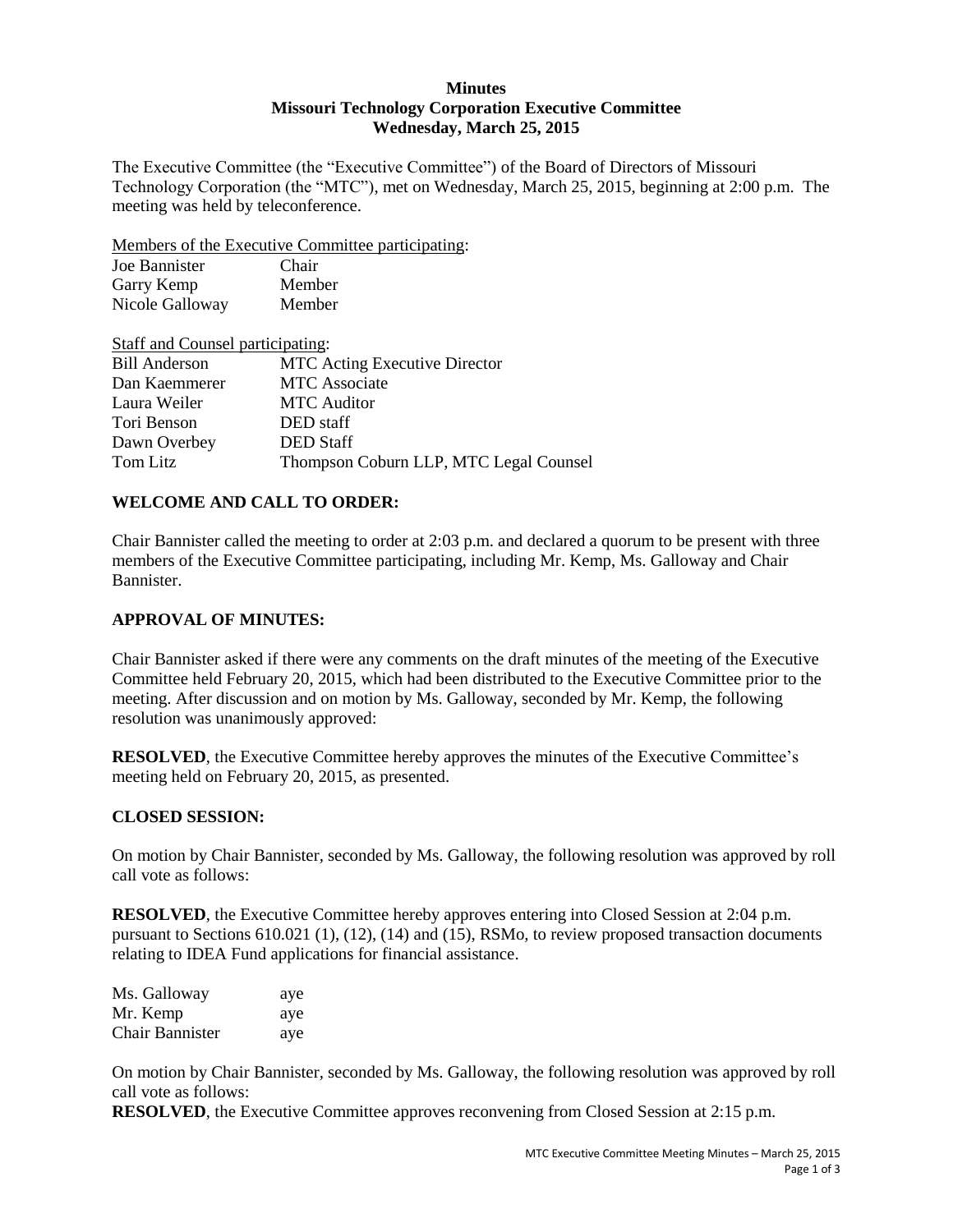# Minutes
## Missouri Technology Corporation Executive Committee
### Wednesday, March 25, 2015

The Executive Committee (the "Executive Committee") of the Board of Directors of Missouri Technology Corporation (the "MTC"), met on Wednesday, March 25, 2015, beginning at 2:00 p.m. The meeting was held by teleconference.

Members of the Executive Committee participating:

| | |
|---|---|
| Joe Bannister | Chair |
| Garry Kemp | Member |
| Nicole Galloway | Member |

Staff and Counsel participating:

| | |
|---|---|
| Bill Anderson | MTC Acting Executive Director |
| Dan Kaemmerer | MTC Associate |
| Laura Weiler | MTC Auditor |
| Tori Benson | DED staff |
| Dawn Overbey | DED Staff |
| Tom Litz | Thompson Coburn LLP, MTC Legal Counsel |

**WELCOME AND CALL TO ORDER:**

Chair Bannister called the meeting to order at 2:03 p.m. and declared a quorum to be present with three members of the Executive Committee participating, including Mr. Kemp, Ms. Galloway and Chair Bannister.

**APPROVAL OF MINUTES:**

Chair Bannister asked if there were any comments on the draft minutes of the meeting of the Executive Committee held February 20, 2015, which had been distributed to the Executive Committee prior to the meeting. After discussion and on motion by Ms. Galloway, seconded by Mr. Kemp, the following resolution was unanimously approved:

**RESOLVED**, the Executive Committee hereby approves the minutes of the Executive Committee's meeting held on February 20, 2015, as presented.

**CLOSED SESSION:**

On motion by Chair Bannister, seconded by Ms. Galloway, the following resolution was approved by roll call vote as follows:

**RESOLVED**, the Executive Committee hereby approves entering into Closed Session at 2:04 p.m. pursuant to Sections 610.021 (1), (12), (14) and (15), RSMo, to review proposed transaction documents relating to IDEA Fund applications for financial assistance.

| | |
|---|---|
| Ms. Galloway | aye |
| Mr. Kemp | aye |
| Chair Bannister | aye |

On motion by Chair Bannister, seconded by Ms. Galloway, the following resolution was approved by roll call vote as follows:

**RESOLVED**, the Executive Committee approves reconvening from Closed Session at 2:15 p.m.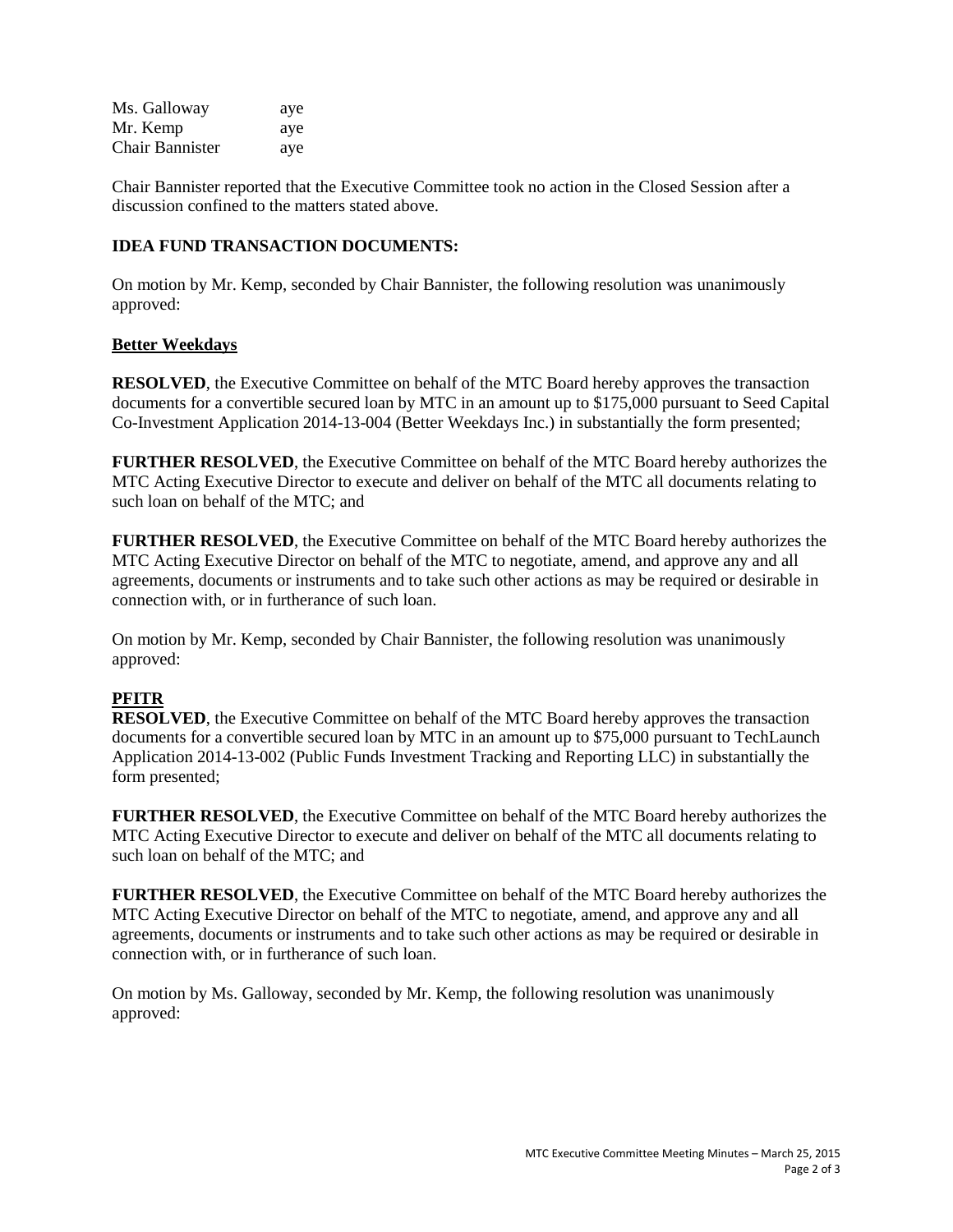| | |
|---|---|
| Ms. Galloway | aye |
| Mr. Kemp | aye |
| Chair Bannister | aye |

Chair Bannister reported that the Executive Committee took no action in the Closed Session after a discussion confined to the matters stated above.

**IDEA FUND TRANSACTION DOCUMENTS:**

On motion by Mr. Kemp, seconded by Chair Bannister, the following resolution was unanimously approved:

**Better Weekdays**

**RESOLVED**, the Executive Committee on behalf of the MTC Board hereby approves the transaction documents for a convertible secured loan by MTC in an amount up to $175,000 pursuant to Seed Capital Co-Investment Application 2014-13-004 (Better Weekdays Inc.) in substantially the form presented;

**FURTHER RESOLVED**, the Executive Committee on behalf of the MTC Board hereby authorizes the MTC Acting Executive Director to execute and deliver on behalf of the MTC all documents relating to such loan on behalf of the MTC; and

**FURTHER RESOLVED**, the Executive Committee on behalf of the MTC Board hereby authorizes the MTC Acting Executive Director on behalf of the MTC to negotiate, amend, and approve any and all agreements, documents or instruments and to take such other actions as may be required or desirable in connection with, or in furtherance of such loan.

On motion by Mr. Kemp, seconded by Chair Bannister, the following resolution was unanimously approved:

**PFITR**

**RESOLVED**, the Executive Committee on behalf of the MTC Board hereby approves the transaction documents for a convertible secured loan by MTC in an amount up to $75,000 pursuant to TechLaunch Application 2014-13-002 (Public Funds Investment Tracking and Reporting LLC) in substantially the form presented;

**FURTHER RESOLVED**, the Executive Committee on behalf of the MTC Board hereby authorizes the MTC Acting Executive Director to execute and deliver on behalf of the MTC all documents relating to such loan on behalf of the MTC; and

**FURTHER RESOLVED**, the Executive Committee on behalf of the MTC Board hereby authorizes the MTC Acting Executive Director on behalf of the MTC to negotiate, amend, and approve any and all agreements, documents or instruments and to take such other actions as may be required or desirable in connection with, or in furtherance of such loan.

On motion by Ms. Galloway, seconded by Mr. Kemp, the following resolution was unanimously approved: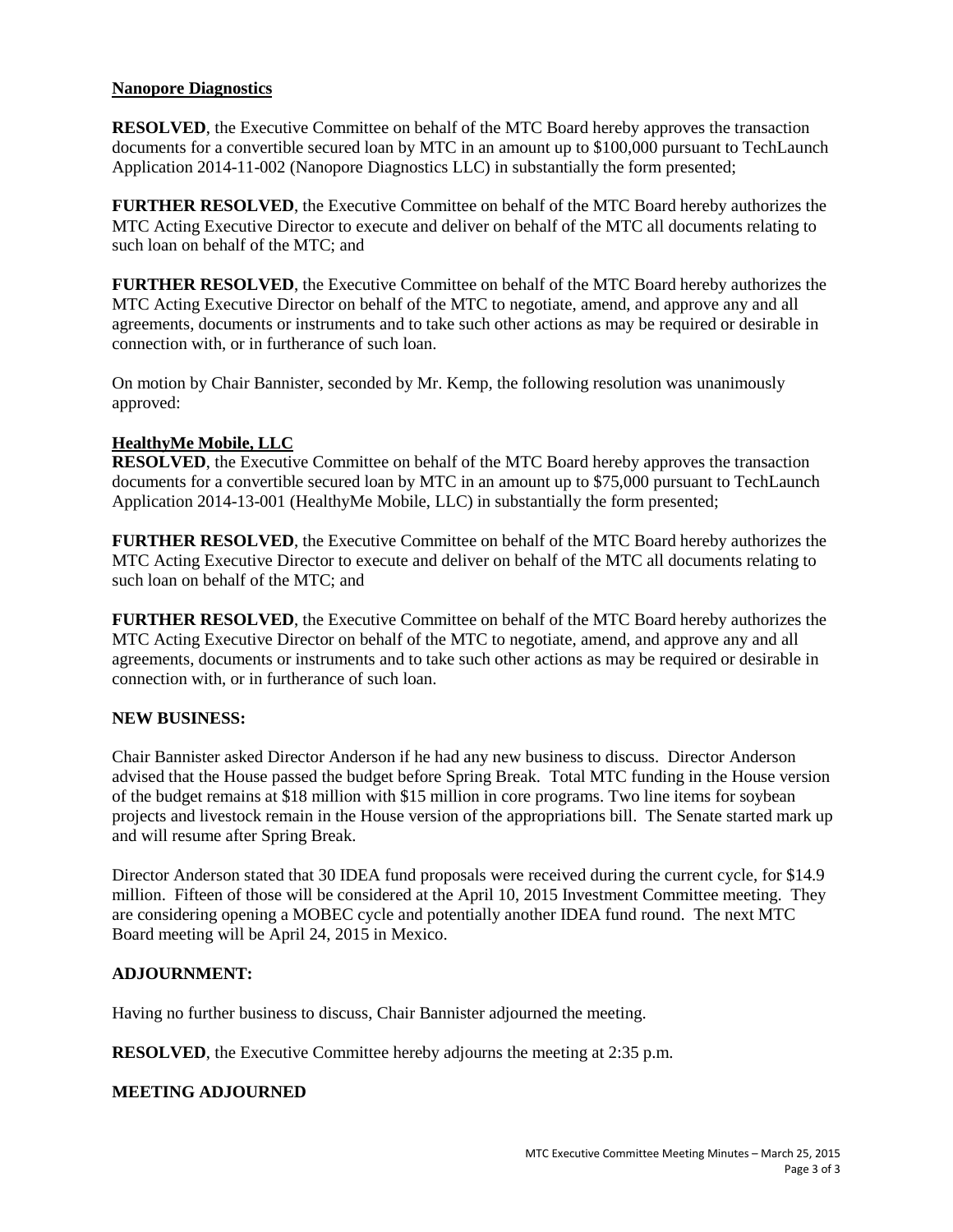**Nanopore Diagnostics**

**RESOLVED**, the Executive Committee on behalf of the MTC Board hereby approves the transaction documents for a convertible secured loan by MTC in an amount up to $100,000 pursuant to TechLaunch Application 2014-11-002 (Nanopore Diagnostics LLC) in substantially the form presented;

**FURTHER RESOLVED**, the Executive Committee on behalf of the MTC Board hereby authorizes the MTC Acting Executive Director to execute and deliver on behalf of the MTC all documents relating to such loan on behalf of the MTC; and

**FURTHER RESOLVED**, the Executive Committee on behalf of the MTC Board hereby authorizes the MTC Acting Executive Director on behalf of the MTC to negotiate, amend, and approve any and all agreements, documents or instruments and to take such other actions as may be required or desirable in connection with, or in furtherance of such loan.

On motion by Chair Bannister, seconded by Mr. Kemp, the following resolution was unanimously approved:

**HealthyMe Mobile, LLC**

**RESOLVED**, the Executive Committee on behalf of the MTC Board hereby approves the transaction documents for a convertible secured loan by MTC in an amount up to $75,000 pursuant to TechLaunch Application 2014-13-001 (HealthyMe Mobile, LLC) in substantially the form presented;

**FURTHER RESOLVED**, the Executive Committee on behalf of the MTC Board hereby authorizes the MTC Acting Executive Director to execute and deliver on behalf of the MTC all documents relating to such loan on behalf of the MTC; and

**FURTHER RESOLVED**, the Executive Committee on behalf of the MTC Board hereby authorizes the MTC Acting Executive Director on behalf of the MTC to negotiate, amend, and approve any and all agreements, documents or instruments and to take such other actions as may be required or desirable in connection with, or in furtherance of such loan.

**NEW BUSINESS:**

Chair Bannister asked Director Anderson if he had any new business to discuss. Director Anderson advised that the House passed the budget before Spring Break. Total MTC funding in the House version of the budget remains at $18 million with $15 million in core programs. Two line items for soybean projects and livestock remain in the House version of the appropriations bill. The Senate started mark up and will resume after Spring Break.

Director Anderson stated that 30 IDEA fund proposals were received during the current cycle, for $14.9 million. Fifteen of those will be considered at the April 10, 2015 Investment Committee meeting. They are considering opening a MOBEC cycle and potentially another IDEA fund round. The next MTC Board meeting will be April 24, 2015 in Mexico.

**ADJOURNMENT:**

Having no further business to discuss, Chair Bannister adjourned the meeting.

**RESOLVED**, the Executive Committee hereby adjourns the meeting at 2:35 p.m.

**MEETING ADJOURNED**